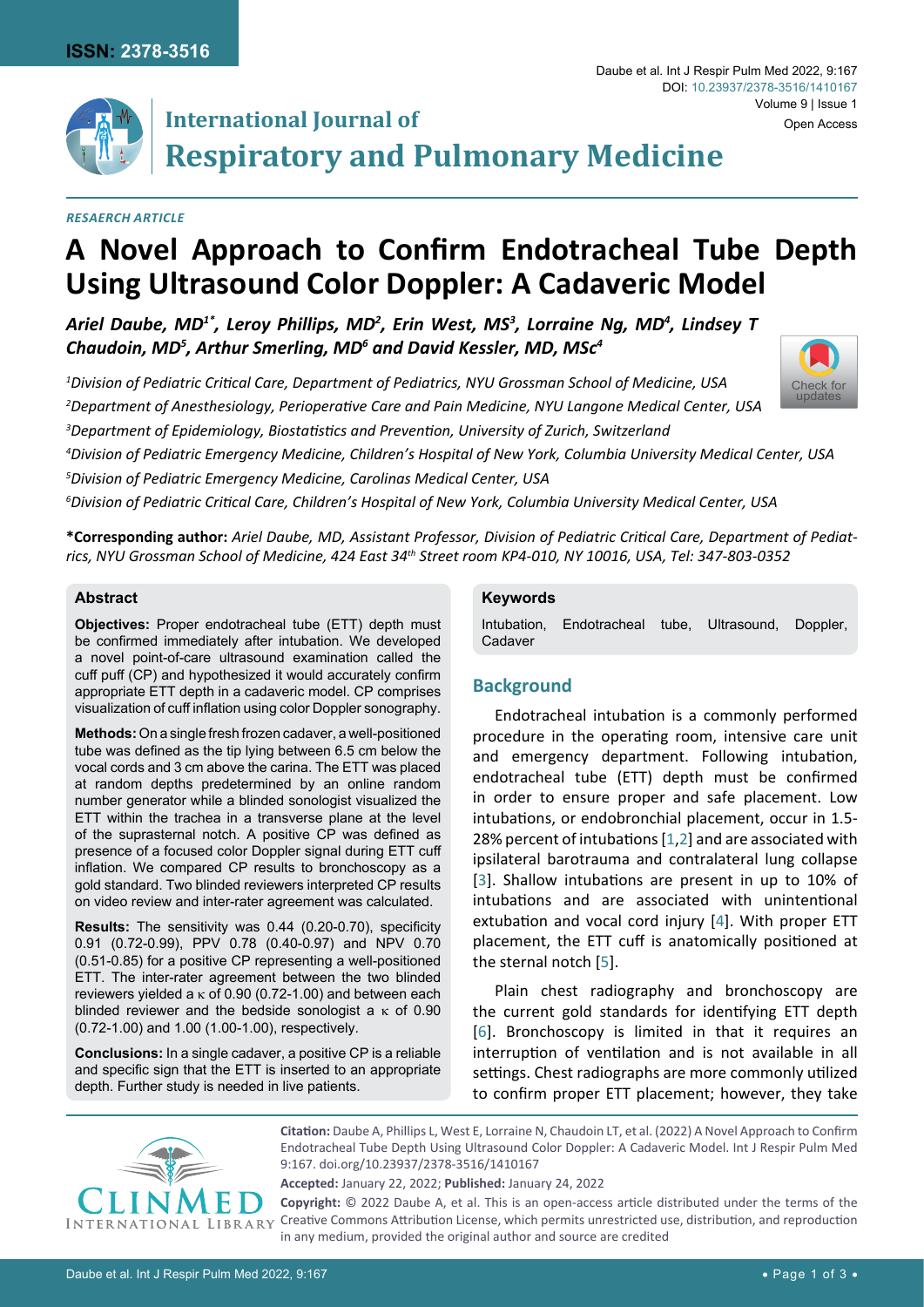*RESAERCH ARTICLE*

# A Novel Approach to Confirm Endotracheal Tube Depth Using Ultrasound Color Doppler: A Cadaveric Model

***Ariel Daube, MD[1*], Leroy Phillips, MD[2], Erin West, MS[3], Lorraine Ng, MD[4], Lindsey T Chaudoin, MD[5], Arthur Smerling, MD[6] and David Kessler, MD, MSc[4]***

*[1]Division of Pediatric Critical Care, Department of Pediatrics, NYU Grossman School of Medicine, USA*

*[2]Department of Anesthesiology, Perioperative Care and Pain Medicine, NYU Langone Medical Center, USA*

*[3]Department of Epidemiology, Biostatistics and Prevention, University of Zurich, Switzerland*

*[4]Division of Pediatric Emergency Medicine, Children's Hospital of New York, Columbia University Medical Center, USA*

*[5]Division of Pediatric Emergency Medicine, Carolinas Medical Center, USA*

*[6]Division of Pediatric Critical Care, Children's Hospital of New York, Columbia University Medical Center, USA*

**\*Corresponding author:** *Ariel Daube, MD, Assistant Professor, Division of Pediatric Critical Care, Department of Pediatrics, NYU Grossman School of Medicine, 424 East 34th Street room KP4-010, NY 10016, USA, Tel: 347-803-0352*

## Abstract

**Objectives:** Proper endotracheal tube (ETT) depth must be confirmed immediately after intubation. We developed a novel point-of-care ultrasound examination called the cuff puff (CP) and hypothesized it would accurately confirm appropriate ETT depth in a cadaveric model. CP comprises visualization of cuff inflation using color Doppler sonography.

**Methods:** On a single fresh frozen cadaver, a well-positioned tube was defined as the tip lying between 6.5 cm below the vocal cords and 3 cm above the carina. The ETT was placed at random depths predetermined by an online random number generator while a blinded sonologist visualized the ETT within the trachea in a transverse plane at the level of the suprasternal notch. A positive CP was defined as presence of a focused color Doppler signal during ETT cuff inflation. We compared CP results to bronchoscopy as a gold standard. Two blinded reviewers interpreted CP results on video review and inter-rater agreement was calculated.

**Results:** The sensitivity was 0.44 (0.20-0.70), specificity 0.91 (0.72-0.99), PPV 0.78 (0.40-0.97) and NPV 0.70 (0.51-0.85) for a positive CP representing a well-positioned ETT. The inter-rater agreement between the two blinded reviewers yielded a $\kappa$ of 0.90 (0.72-1.00) and between each blinded reviewer and the bedside sonologist a $\kappa$ of 0.90 (0.72-1.00) and 1.00 (1.00-1.00), respectively.

**Conclusions:** In a single cadaver, a positive CP is a reliable and specific sign that the ETT is inserted to an appropriate depth. Further study is needed in live patients.

## Keywords

Intubation, Endotracheal tube, Ultrasound, Doppler, Cadaver

## Background

Endotracheal intubation is a commonly performed procedure in the operating room, intensive care unit and emergency department. Following intubation, endotracheal tube (ETT) depth must be confirmed in order to ensure proper and safe placement. Low intubations, or endobronchial placement, occur in 1.5-28% percent of intubations [1,2] and are associated with ipsilateral barotrauma and contralateral lung collapse [3]. Shallow intubations are present in up to 10% of intubations and are associated with unintentional extubation and vocal cord injury [4]. With proper ETT placement, the ETT cuff is anatomically positioned at the sternal notch [5].

Plain chest radiography and bronchoscopy are the current gold standards for identifying ETT depth [6]. Bronchoscopy is limited in that it requires an interruption of ventilation and is not available in all settings. Chest radiographs are more commonly utilized to confirm proper ETT placement; however, they take

**Citation:** Daube A, Phillips L, West E, Lorraine N, Chaudoin LT, et al. (2022) A Novel Approach to Confirm Endotracheal Tube Depth Using Ultrasound Color Doppler: A Cadaveric Model. Int J Respir Pulm Med 9:167. doi.org/10.23937/2378-3516/1410167

**Accepted:** January 22, 2022; **Published:** January 24, 2022

**Copyright:** © 2022 Daube A, et al. This is an open-access article distributed under the terms of the Creative Commons Attribution License, which permits unrestricted use, distribution, and reproduction in any medium, provided the original author and source are credited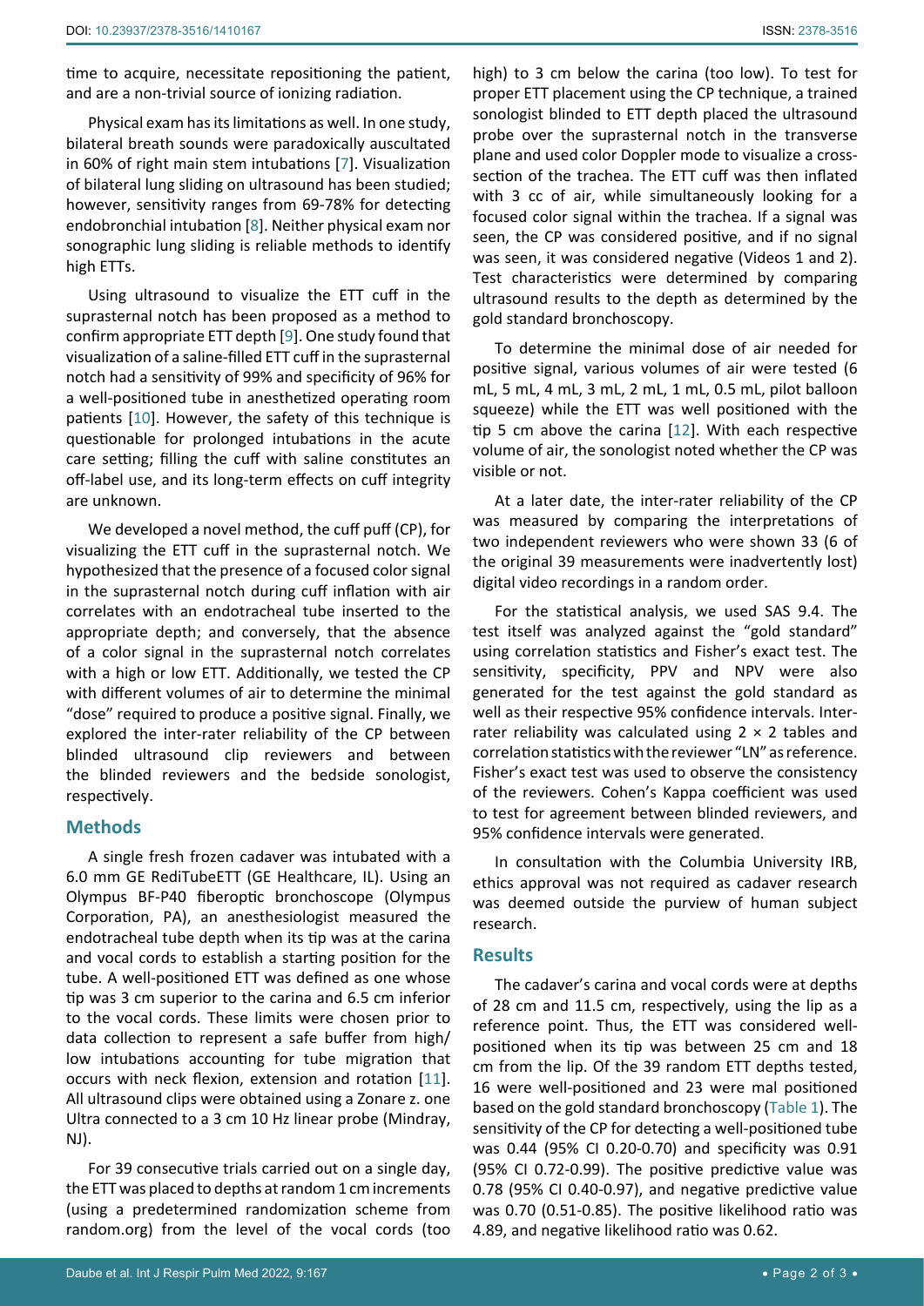time to acquire, necessitate repositioning the patient, and are a non-trivial source of ionizing radiation.

Physical exam has its limitations as well. In one study, bilateral breath sounds were paradoxically auscultated in 60% of right main stem intubations [7]. Visualization of bilateral lung sliding on ultrasound has been studied; however, sensitivity ranges from 69-78% for detecting endobronchial intubation [8]. Neither physical exam nor sonographic lung sliding is reliable methods to identify high ETTs.

Using ultrasound to visualize the ETT cuff in the suprasternal notch has been proposed as a method to confirm appropriate ETT depth [9]. One study found that visualization of a saline-filled ETT cuff in the suprasternal notch had a sensitivity of 99% and specificity of 96% for a well-positioned tube in anesthetized operating room patients [10]. However, the safety of this technique is questionable for prolonged intubations in the acute care setting; filling the cuff with saline constitutes an off-label use, and its long-term effects on cuff integrity are unknown.

We developed a novel method, the cuff puff (CP), for visualizing the ETT cuff in the suprasternal notch. We hypothesized that the presence of a focused color signal in the suprasternal notch during cuff inflation with air correlates with an endotracheal tube inserted to the appropriate depth; and conversely, that the absence of a color signal in the suprasternal notch correlates with a high or low ETT. Additionally, we tested the CP with different volumes of air to determine the minimal "dose" required to produce a positive signal. Finally, we explored the inter-rater reliability of the CP between blinded ultrasound clip reviewers and between the blinded reviewers and the bedside sonologist, respectively.

## Methods

A single fresh frozen cadaver was intubated with a 6.0 mm GE RediTubeETT (GE Healthcare, IL). Using an Olympus BF-P40 fiberoptic bronchoscope (Olympus Corporation, PA), an anesthesiologist measured the endotracheal tube depth when its tip was at the carina and vocal cords to establish a starting position for the tube. A well-positioned ETT was defined as one whose tip was 3 cm superior to the carina and 6.5 cm inferior to the vocal cords. These limits were chosen prior to data collection to represent a safe buffer from high/low intubations accounting for tube migration that occurs with neck flexion, extension and rotation [11]. All ultrasound clips were obtained using a Zonare z. one Ultra connected to a 3 cm 10 Hz linear probe (Mindray, NJ).

For 39 consecutive trials carried out on a single day, the ETT was placed to depths at random 1 cm increments (using a predetermined randomization scheme from random.org) from the level of the vocal cords (too high) to 3 cm below the carina (too low). To test for proper ETT placement using the CP technique, a trained sonologist blinded to ETT depth placed the ultrasound probe over the suprasternal notch in the transverse plane and used color Doppler mode to visualize a cross-section of the trachea. The ETT cuff was then inflated with 3 cc of air, while simultaneously looking for a focused color signal within the trachea. If a signal was seen, the CP was considered positive, and if no signal was seen, it was considered negative (Videos 1 and 2). Test characteristics were determined by comparing ultrasound results to the depth as determined by the gold standard bronchoscopy.

To determine the minimal dose of air needed for positive signal, various volumes of air were tested (6 mL, 5 mL, 4 mL, 3 mL, 2 mL, 1 mL, 0.5 mL, pilot balloon squeeze) while the ETT was well positioned with the tip 5 cm above the carina [12]. With each respective volume of air, the sonologist noted whether the CP was visible or not.

At a later date, the inter-rater reliability of the CP was measured by comparing the interpretations of two independent reviewers who were shown 33 (6 of the original 39 measurements were inadvertently lost) digital video recordings in a random order.

For the statistical analysis, we used SAS 9.4. The test itself was analyzed against the "gold standard" using correlation statistics and Fisher's exact test. The sensitivity, specificity, PPV and NPV were also generated for the test against the gold standard as well as their respective 95% confidence intervals. Inter-rater reliability was calculated using $2 \times 2$ tables and correlation statistics with the reviewer "LN" as reference. Fisher's exact test was used to observe the consistency of the reviewers. Cohen's Kappa coefficient was used to test for agreement between blinded reviewers, and 95% confidence intervals were generated.

In consultation with the Columbia University IRB, ethics approval was not required as cadaver research was deemed outside the purview of human subject research.

## Results

The cadaver's carina and vocal cords were at depths of 28 cm and 11.5 cm, respectively, using the lip as a reference point. Thus, the ETT was considered well-positioned when its tip was between 25 cm and 18 cm from the lip. Of the 39 random ETT depths tested, 16 were well-positioned and 23 were mal positioned based on the gold standard bronchoscopy (Table 1). The sensitivity of the CP for detecting a well-positioned tube was 0.44 (95% CI 0.20-0.70) and specificity was 0.91 (95% CI 0.72-0.99). The positive predictive value was 0.78 (95% CI 0.40-0.97), and negative predictive value was 0.70 (0.51-0.85). The positive likelihood ratio was 4.89, and negative likelihood ratio was 0.62.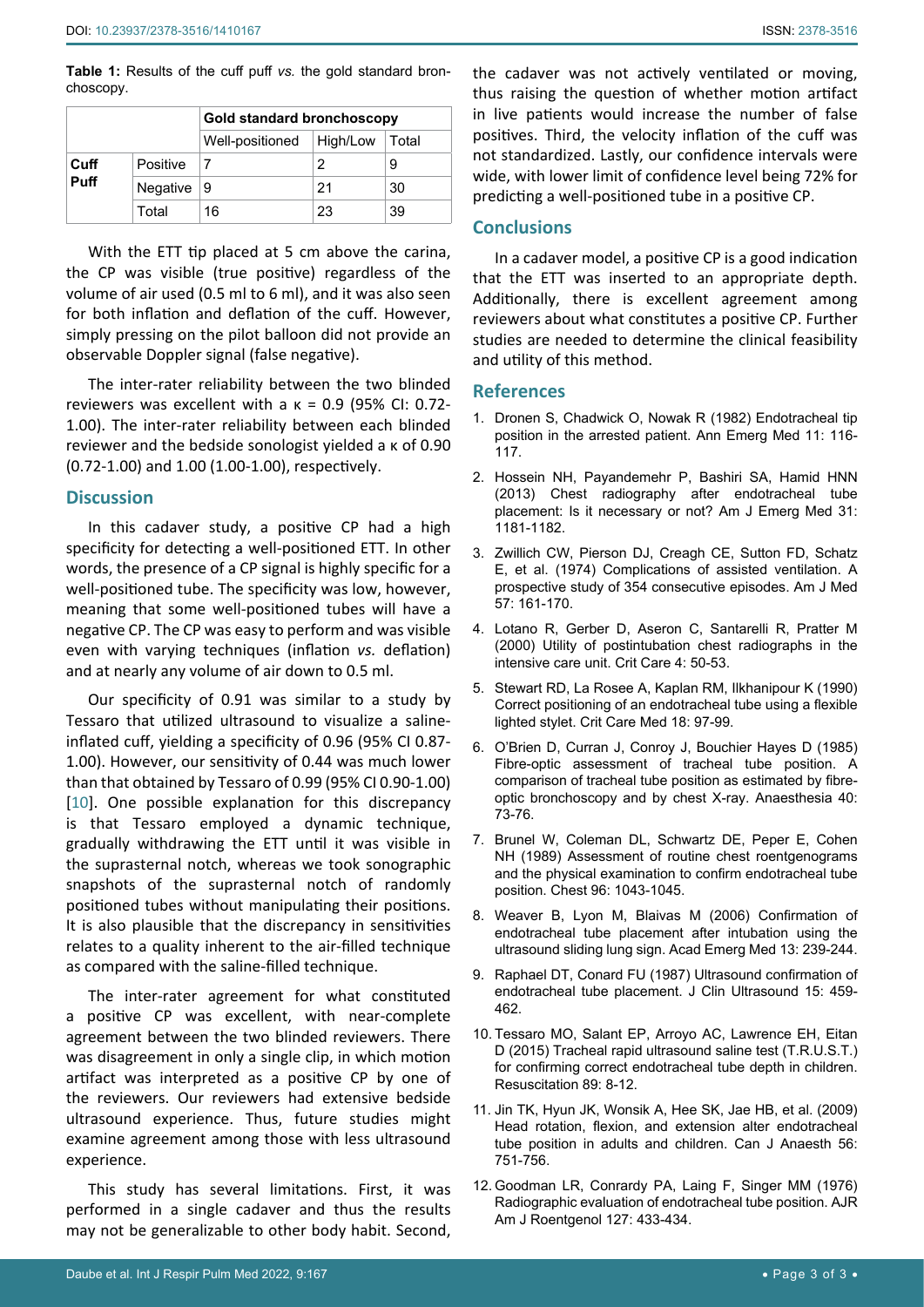**Table 1:** Results of the cuff puff *vs.* the gold standard bronchoscopy.

| | | Gold standard bronchoscopy | | |
|---|---|---|---|---|
| | | Well-positioned | High/Low | Total |
| **Cuff Puff** | Positive | 7 | 2 | 9 |
| | Negative | 9 | 21 | 30 |
| | Total | 16 | 23 | 39 |

With the ETT tip placed at 5 cm above the carina, the CP was visible (true positive) regardless of the volume of air used (0.5 ml to 6 ml), and it was also seen for both inflation and deflation of the cuff. However, simply pressing on the pilot balloon did not provide an observable Doppler signal (false negative).

The inter-rater reliability between the two blinded reviewers was excellent with a κ = 0.9 (95% CI: 0.72-1.00). The inter-rater reliability between each blinded reviewer and the bedside sonologist yielded a κ of 0.90 (0.72-1.00) and 1.00 (1.00-1.00), respectively.

## Discussion

In this cadaver study, a positive CP had a high specificity for detecting a well-positioned ETT. In other words, the presence of a CP signal is highly specific for a well-positioned tube. The specificity was low, however, meaning that some well-positioned tubes will have a negative CP. The CP was easy to perform and was visible even with varying techniques (inflation *vs.* deflation) and at nearly any volume of air down to 0.5 ml.

Our specificity of 0.91 was similar to a study by Tessaro that utilized ultrasound to visualize a saline-inflated cuff, yielding a specificity of 0.96 (95% CI 0.87-1.00). However, our sensitivity of 0.44 was much lower than that obtained by Tessaro of 0.99 (95% CI 0.90-1.00) [10]. One possible explanation for this discrepancy is that Tessaro employed a dynamic technique, gradually withdrawing the ETT until it was visible in the suprasternal notch, whereas we took sonographic snapshots of the suprasternal notch of randomly positioned tubes without manipulating their positions. It is also plausible that the discrepancy in sensitivities relates to a quality inherent to the air-filled technique as compared with the saline-filled technique.

The inter-rater agreement for what constituted a positive CP was excellent, with near-complete agreement between the two blinded reviewers. There was disagreement in only a single clip, in which motion artifact was interpreted as a positive CP by one of the reviewers. Our reviewers had extensive bedside ultrasound experience. Thus, future studies might examine agreement among those with less ultrasound experience.

This study has several limitations. First, it was performed in a single cadaver and thus the results may not be generalizable to other body habit. Second, the cadaver was not actively ventilated or moving, thus raising the question of whether motion artifact in live patients would increase the number of false positives. Third, the velocity inflation of the cuff was not standardized. Lastly, our confidence intervals were wide, with lower limit of confidence level being 72% for predicting a well-positioned tube in a positive CP.

## Conclusions

In a cadaver model, a positive CP is a good indication that the ETT was inserted to an appropriate depth. Additionally, there is excellent agreement among reviewers about what constitutes a positive CP. Further studies are needed to determine the clinical feasibility and utility of this method.

## References

1. Dronen S, Chadwick O, Nowak R (1982) Endotracheal tip position in the arrested patient. Ann Emerg Med 11: 116-117.
2. Hossein NH, Payandemehr P, Bashiri SA, Hamid HNN (2013) Chest radiography after endotracheal tube placement: Is it necessary or not? Am J Emerg Med 31: 1181-1182.
3. Zwillich CW, Pierson DJ, Creagh CE, Sutton FD, Schatz E, et al. (1974) Complications of assisted ventilation. A prospective study of 354 consecutive episodes. Am J Med 57: 161-170.
4. Lotano R, Gerber D, Aseron C, Santarelli R, Pratter M (2000) Utility of postintubation chest radiographs in the intensive care unit. Crit Care 4: 50-53.
5. Stewart RD, La Rosee A, Kaplan RM, Ilkhanipour K (1990) Correct positioning of an endotracheal tube using a flexible lighted stylet. Crit Care Med 18: 97-99.
6. O'Brien D, Curran J, Conroy J, Bouchier Hayes D (1985) Fibre-optic assessment of tracheal tube position. A comparison of tracheal tube position as estimated by fibre-optic bronchoscopy and by chest X-ray. Anaesthesia 40: 73-76.
7. Brunel W, Coleman DL, Schwartz DE, Peper E, Cohen NH (1989) Assessment of routine chest roentgenograms and the physical examination to confirm endotracheal tube position. Chest 96: 1043-1045.
8. Weaver B, Lyon M, Blaivas M (2006) Confirmation of endotracheal tube placement after intubation using the ultrasound sliding lung sign. Acad Emerg Med 13: 239-244.
9. Raphael DT, Conard FU (1987) Ultrasound confirmation of endotracheal tube placement. J Clin Ultrasound 15: 459-462.
10. Tessaro MO, Salant EP, Arroyo AC, Lawrence EH, Eitan D (2015) Tracheal rapid ultrasound saline test (T.R.U.S.T.) for confirming correct endotracheal tube depth in children. Resuscitation 89: 8-12.
11. Jin TK, Hyun JK, Wonsik A, Hee SK, Jae HB, et al. (2009) Head rotation, flexion, and extension alter endotracheal tube position in adults and children. Can J Anaesth 56: 751-756.
12. Goodman LR, Conrardy PA, Laing F, Singer MM (1976) Radiographic evaluation of endotracheal tube position. AJR Am J Roentgenol 127: 433-434.